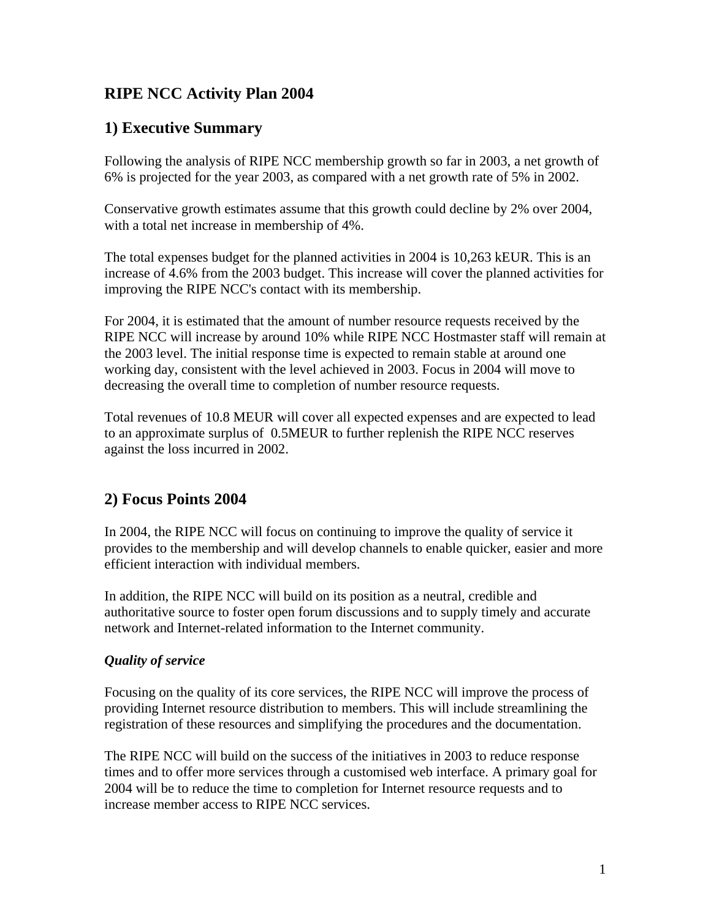# RIPE NCC Activity Plan 2004

## 1) Executive Summary

Following the analysis of RIPE NCC membership growth so far in 2003, a net growth of 6% is projected for the year 2003, as compared with a net growth rate of 5% in 2002.

Conservative growth estimates assume that this growth could decline by 2% over 2004, with a total net increase in membership of 4%.

The total expenses budget for the planned activities in 2004 is 10,263 kEUR. This is an increase of 4.6% from the 2003 budget. This increase will cover the planned activities for improving the RIPE NCC's contact with its membership.

For 2004, it is estimated that the amount of number resource requests received by the RIPE NCC will increase by around 10% while RIPE NCC Hostmaster staff will remain at the 2003 level. The initial response time is expected to remain stable at around one working day, consistent with the level achieved in 2003. Focus in 2004 will move to decreasing the overall time to completion of number resource requests.

Total revenues of 10.8 MEUR will cover all expected expenses and are expected to lead to an approximate surplus of 0.5MEUR to further replenish the RIPE NCC reserves against the loss incurred in 2002.

## 2) Focus Points 2004

In 2004, the RIPE NCC will focus on continuing to improve the quality of service it provides to the membership and will develop channels to enable quicker, easier and more efficient interaction with individual members.

In addition, the RIPE NCC will build on its position as a neutral, credible and authoritative source to foster open forum discussions and to supply timely and accurate network and Internet-related information to the Internet community.

### *Quality of service*

Focusing on the quality of its core services, the RIPE NCC will improve the process of providing Internet resource distribution to members. This will include streamlining the registration of these resources and simplifying the procedures and the documentation.

The RIPE NCC will build on the success of the initiatives in 2003 to reduce response times and to offer more services through a customised web interface. A primary goal for 2004 will be to reduce the time to completion for Internet resource requests and to increase member access to RIPE NCC services.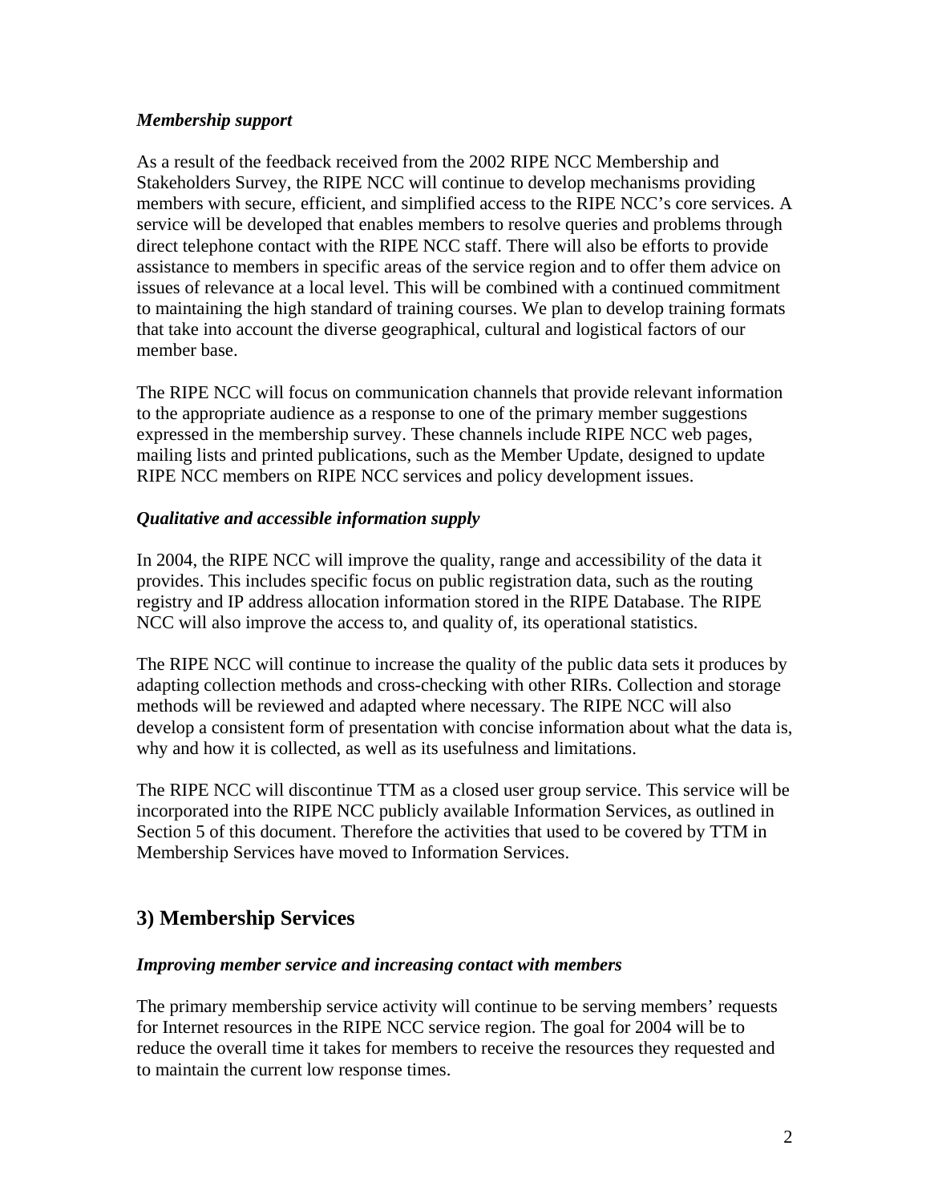***Membership support***

As a result of the feedback received from the 2002 RIPE NCC Membership and Stakeholders Survey, the RIPE NCC will continue to develop mechanisms providing members with secure, efficient, and simplified access to the RIPE NCC's core services. A service will be developed that enables members to resolve queries and problems through direct telephone contact with the RIPE NCC staff. There will also be efforts to provide assistance to members in specific areas of the service region and to offer them advice on issues of relevance at a local level. This will be combined with a continued commitment to maintaining the high standard of training courses. We plan to develop training formats that take into account the diverse geographical, cultural and logistical factors of our member base.

The RIPE NCC will focus on communication channels that provide relevant information to the appropriate audience as a response to one of the primary member suggestions expressed in the membership survey. These channels include RIPE NCC web pages, mailing lists and printed publications, such as the Member Update, designed to update RIPE NCC members on RIPE NCC services and policy development issues.

***Qualitative and accessible information supply***

In 2004, the RIPE NCC will improve the quality, range and accessibility of the data it provides. This includes specific focus on public registration data, such as the routing registry and IP address allocation information stored in the RIPE Database. The RIPE NCC will also improve the access to, and quality of, its operational statistics.

The RIPE NCC will continue to increase the quality of the public data sets it produces by adapting collection methods and cross-checking with other RIRs. Collection and storage methods will be reviewed and adapted where necessary. The RIPE NCC will also develop a consistent form of presentation with concise information about what the data is, why and how it is collected, as well as its usefulness and limitations.

The RIPE NCC will discontinue TTM as a closed user group service. This service will be incorporated into the RIPE NCC publicly available Information Services, as outlined in Section 5 of this document. Therefore the activities that used to be covered by TTM in Membership Services have moved to Information Services.

## 3) Membership Services

***Improving member service and increasing contact with members***

The primary membership service activity will continue to be serving members' requests for Internet resources in the RIPE NCC service region. The goal for 2004 will be to reduce the overall time it takes for members to receive the resources they requested and to maintain the current low response times.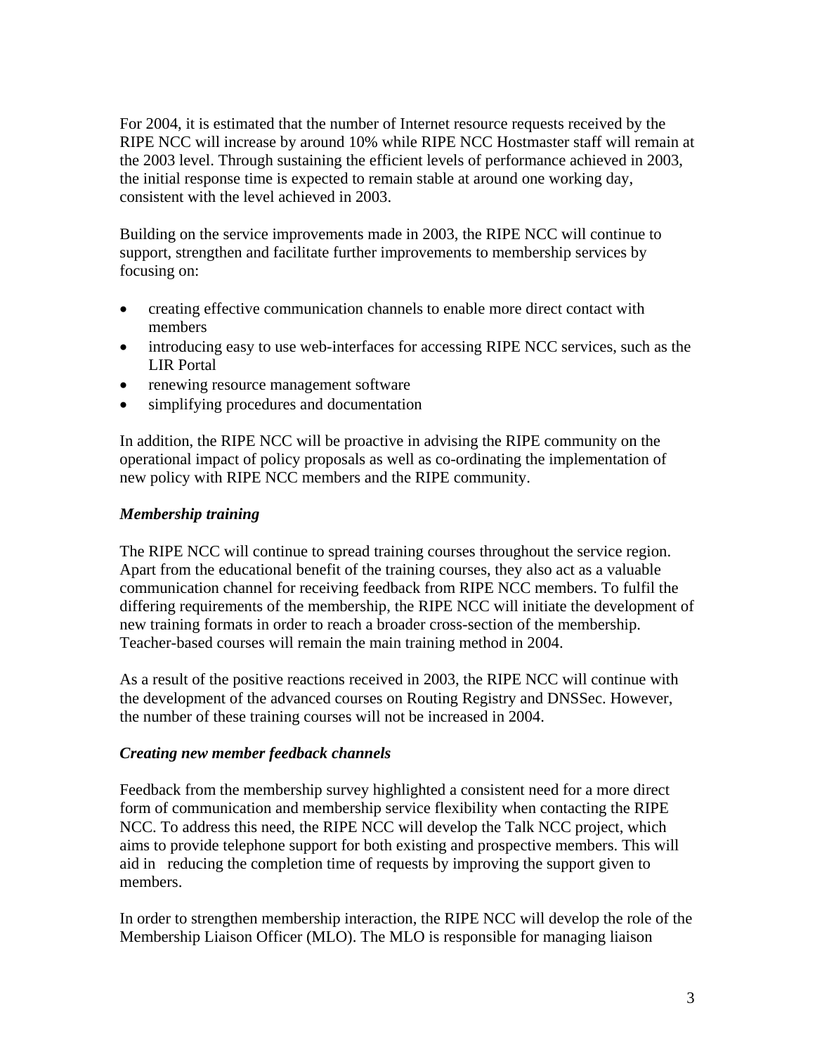For 2004, it is estimated that the number of Internet resource requests received by the RIPE NCC will increase by around 10% while RIPE NCC Hostmaster staff will remain at the 2003 level. Through sustaining the efficient levels of performance achieved in 2003, the initial response time is expected to remain stable at around one working day, consistent with the level achieved in 2003.

Building on the service improvements made in 2003, the RIPE NCC will continue to support, strengthen and facilitate further improvements to membership services by focusing on:

- creating effective communication channels to enable more direct contact with members
- introducing easy to use web-interfaces for accessing RIPE NCC services, such as the LIR Portal
- renewing resource management software
- simplifying procedures and documentation

In addition, the RIPE NCC will be proactive in advising the RIPE community on the operational impact of policy proposals as well as co-ordinating the implementation of new policy with RIPE NCC members and the RIPE community.

### *Membership training*

The RIPE NCC will continue to spread training courses throughout the service region. Apart from the educational benefit of the training courses, they also act as a valuable communication channel for receiving feedback from RIPE NCC members. To fulfil the differing requirements of the membership, the RIPE NCC will initiate the development of new training formats in order to reach a broader cross-section of the membership. Teacher-based courses will remain the main training method in 2004.

As a result of the positive reactions received in 2003, the RIPE NCC will continue with the development of the advanced courses on Routing Registry and DNSSec. However, the number of these training courses will not be increased in 2004.

### *Creating new member feedback channels*

Feedback from the membership survey highlighted a consistent need for a more direct form of communication and membership service flexibility when contacting the RIPE NCC. To address this need, the RIPE NCC will develop the Talk NCC project, which aims to provide telephone support for both existing and prospective members. This will aid in reducing the completion time of requests by improving the support given to members.

In order to strengthen membership interaction, the RIPE NCC will develop the role of the Membership Liaison Officer (MLO). The MLO is responsible for managing liaison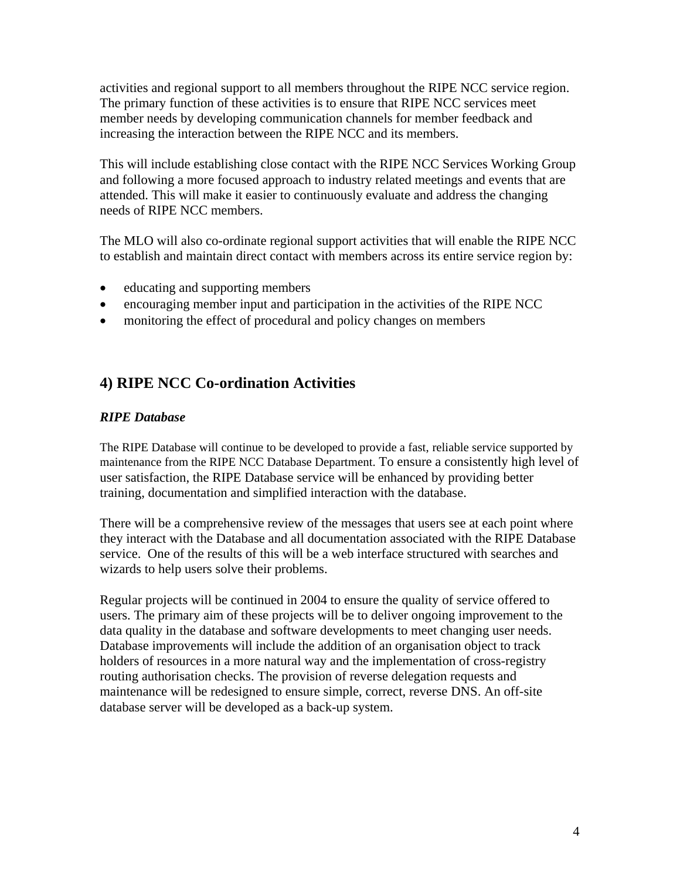activities and regional support to all members throughout the RIPE NCC service region. The primary function of these activities is to ensure that RIPE NCC services meet member needs by developing communication channels for member feedback and increasing the interaction between the RIPE NCC and its members.

This will include establishing close contact with the RIPE NCC Services Working Group and following a more focused approach to industry related meetings and events that are attended. This will make it easier to continuously evaluate and address the changing needs of RIPE NCC members.

The MLO will also co-ordinate regional support activities that will enable the RIPE NCC to establish and maintain direct contact with members across its entire service region by:

- educating and supporting members
- encouraging member input and participation in the activities of the RIPE NCC
- monitoring the effect of procedural and policy changes on members

## 4) RIPE NCC Co-ordination Activities

### *RIPE Database*

The RIPE Database will continue to be developed to provide a fast, reliable service supported by maintenance from the RIPE NCC Database Department. To ensure a consistently high level of user satisfaction, the RIPE Database service will be enhanced by providing better training, documentation and simplified interaction with the database.

There will be a comprehensive review of the messages that users see at each point where they interact with the Database and all documentation associated with the RIPE Database service. One of the results of this will be a web interface structured with searches and wizards to help users solve their problems.

Regular projects will be continued in 2004 to ensure the quality of service offered to users. The primary aim of these projects will be to deliver ongoing improvement to the data quality in the database and software developments to meet changing user needs. Database improvements will include the addition of an organisation object to track holders of resources in a more natural way and the implementation of cross-registry routing authorisation checks. The provision of reverse delegation requests and maintenance will be redesigned to ensure simple, correct, reverse DNS. An off-site database server will be developed as a back-up system.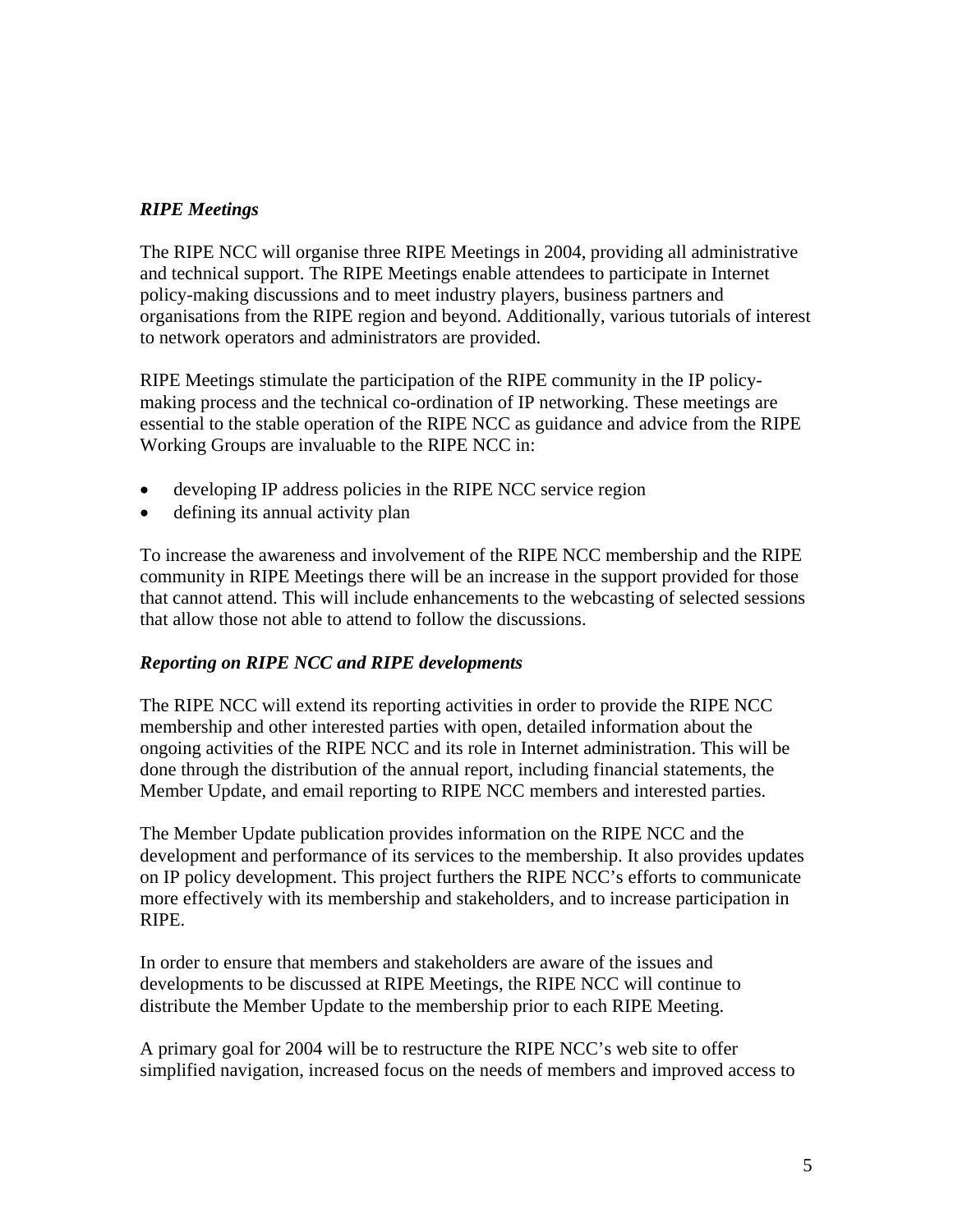***RIPE Meetings***

The RIPE NCC will organise three RIPE Meetings in 2004, providing all administrative and technical support. The RIPE Meetings enable attendees to participate in Internet policy-making discussions and to meet industry players, business partners and organisations from the RIPE region and beyond. Additionally, various tutorials of interest to network operators and administrators are provided.

RIPE Meetings stimulate the participation of the RIPE community in the IP policy-making process and the technical co-ordination of IP networking. These meetings are essential to the stable operation of the RIPE NCC as guidance and advice from the RIPE Working Groups are invaluable to the RIPE NCC in:

- developing IP address policies in the RIPE NCC service region
- defining its annual activity plan

To increase the awareness and involvement of the RIPE NCC membership and the RIPE community in RIPE Meetings there will be an increase in the support provided for those that cannot attend. This will include enhancements to the webcasting of selected sessions that allow those not able to attend to follow the discussions.

***Reporting on RIPE NCC and RIPE developments***

The RIPE NCC will extend its reporting activities in order to provide the RIPE NCC membership and other interested parties with open, detailed information about the ongoing activities of the RIPE NCC and its role in Internet administration. This will be done through the distribution of the annual report, including financial statements, the Member Update, and email reporting to RIPE NCC members and interested parties.

The Member Update publication provides information on the RIPE NCC and the development and performance of its services to the membership. It also provides updates on IP policy development. This project furthers the RIPE NCC's efforts to communicate more effectively with its membership and stakeholders, and to increase participation in RIPE.

In order to ensure that members and stakeholders are aware of the issues and developments to be discussed at RIPE Meetings, the RIPE NCC will continue to distribute the Member Update to the membership prior to each RIPE Meeting.

A primary goal for 2004 will be to restructure the RIPE NCC's web site to offer simplified navigation, increased focus on the needs of members and improved access to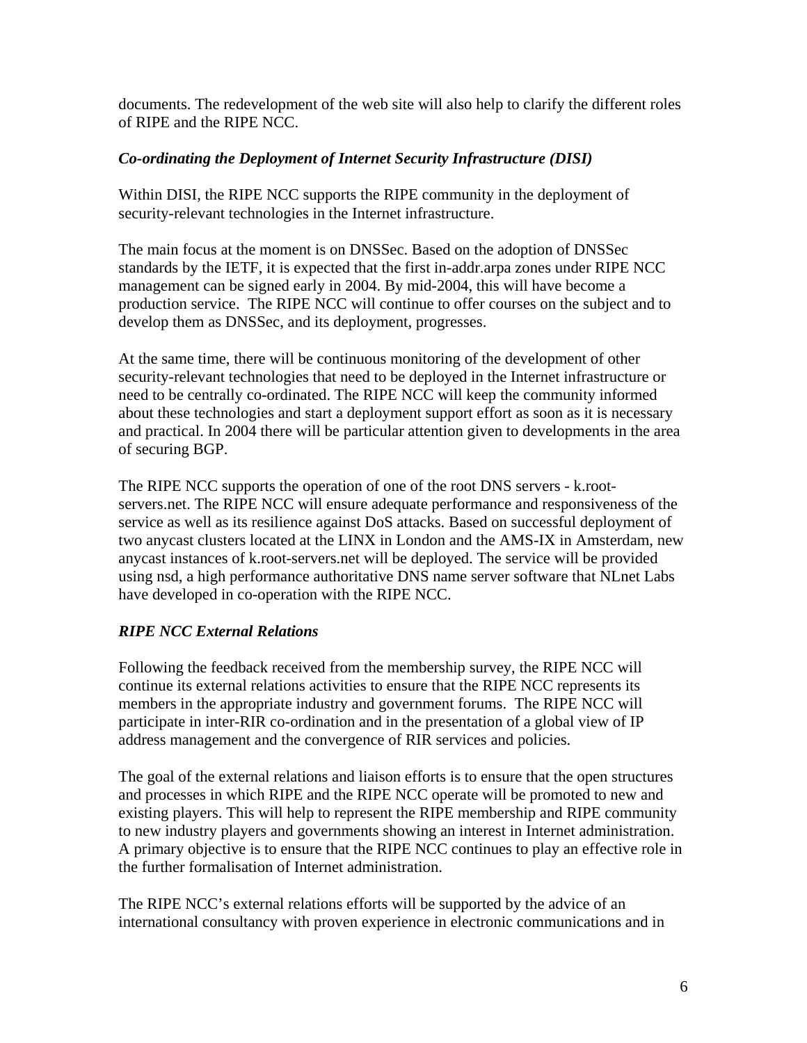documents. The redevelopment of the web site will also help to clarify the different roles of RIPE and the RIPE NCC.

### *Co-ordinating the Deployment of Internet Security Infrastructure (DISI)*

Within DISI, the RIPE NCC supports the RIPE community in the deployment of security-relevant technologies in the Internet infrastructure.

The main focus at the moment is on DNSSec. Based on the adoption of DNSSec standards by the IETF, it is expected that the first in-addr.arpa zones under RIPE NCC management can be signed early in 2004. By mid-2004, this will have become a production service. The RIPE NCC will continue to offer courses on the subject and to develop them as DNSSec, and its deployment, progresses.

At the same time, there will be continuous monitoring of the development of other security-relevant technologies that need to be deployed in the Internet infrastructure or need to be centrally co-ordinated. The RIPE NCC will keep the community informed about these technologies and start a deployment support effort as soon as it is necessary and practical. In 2004 there will be particular attention given to developments in the area of securing BGP.

The RIPE NCC supports the operation of one of the root DNS servers - k.root-servers.net. The RIPE NCC will ensure adequate performance and responsiveness of the service as well as its resilience against DoS attacks. Based on successful deployment of two anycast clusters located at the LINX in London and the AMS-IX in Amsterdam, new anycast instances of k.root-servers.net will be deployed. The service will be provided using nsd, a high performance authoritative DNS name server software that NLnet Labs have developed in co-operation with the RIPE NCC.

### *RIPE NCC External Relations*

Following the feedback received from the membership survey, the RIPE NCC will continue its external relations activities to ensure that the RIPE NCC represents its members in the appropriate industry and government forums. The RIPE NCC will participate in inter-RIR co-ordination and in the presentation of a global view of IP address management and the convergence of RIR services and policies.

The goal of the external relations and liaison efforts is to ensure that the open structures and processes in which RIPE and the RIPE NCC operate will be promoted to new and existing players. This will help to represent the RIPE membership and RIPE community to new industry players and governments showing an interest in Internet administration. A primary objective is to ensure that the RIPE NCC continues to play an effective role in the further formalisation of Internet administration.

The RIPE NCC's external relations efforts will be supported by the advice of an international consultancy with proven experience in electronic communications and in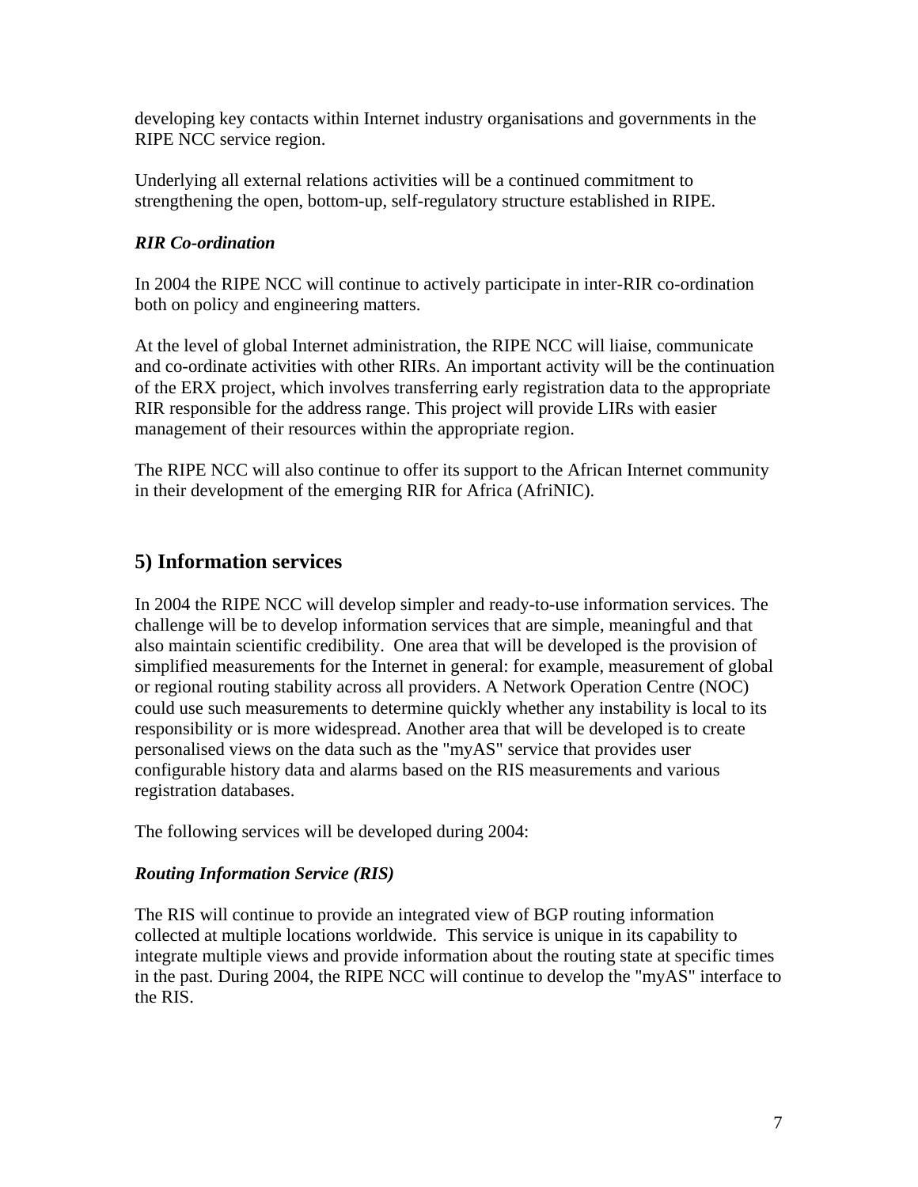developing key contacts within Internet industry organisations and governments in the RIPE NCC service region.

Underlying all external relations activities will be a continued commitment to strengthening the open, bottom-up, self-regulatory structure established in RIPE.

***RIR Co-ordination***

In 2004 the RIPE NCC will continue to actively participate in inter-RIR co-ordination both on policy and engineering matters.

At the level of global Internet administration, the RIPE NCC will liaise, communicate and co-ordinate activities with other RIRs. An important activity will be the continuation of the ERX project, which involves transferring early registration data to the appropriate RIR responsible for the address range. This project will provide LIRs with easier management of their resources within the appropriate region.

The RIPE NCC will also continue to offer its support to the African Internet community in their development of the emerging RIR for Africa (AfriNIC).

## 5) Information services

In 2004 the RIPE NCC will develop simpler and ready-to-use information services. The challenge will be to develop information services that are simple, meaningful and that also maintain scientific credibility. One area that will be developed is the provision of simplified measurements for the Internet in general: for example, measurement of global or regional routing stability across all providers. A Network Operation Centre (NOC) could use such measurements to determine quickly whether any instability is local to its responsibility or is more widespread. Another area that will be developed is to create personalised views on the data such as the "myAS" service that provides user configurable history data and alarms based on the RIS measurements and various registration databases.

The following services will be developed during 2004:

***Routing Information Service (RIS)***

The RIS will continue to provide an integrated view of BGP routing information collected at multiple locations worldwide. This service is unique in its capability to integrate multiple views and provide information about the routing state at specific times in the past. During 2004, the RIPE NCC will continue to develop the "myAS" interface to the RIS.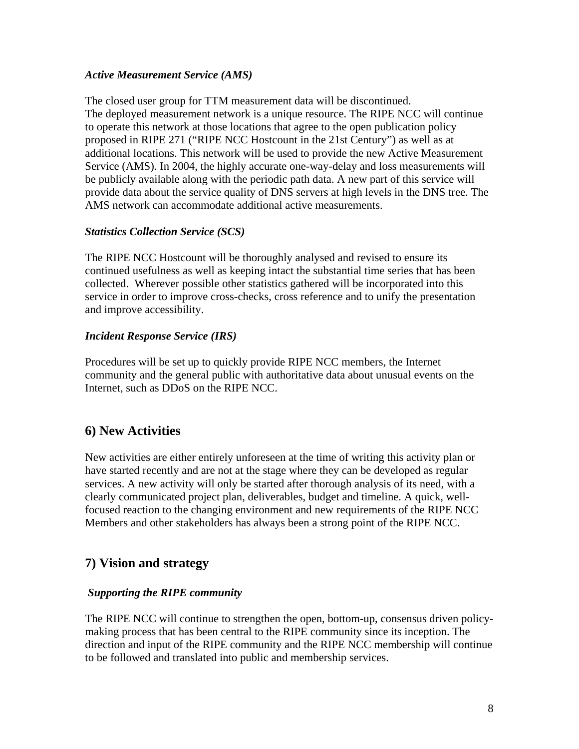### *Active Measurement Service (AMS)*

The closed user group for TTM measurement data will be discontinued.
The deployed measurement network is a unique resource. The RIPE NCC will continue to operate this network at those locations that agree to the open publication policy proposed in RIPE 271 ("RIPE NCC Hostcount in the 21st Century") as well as at additional locations. This network will be used to provide the new Active Measurement Service (AMS). In 2004, the highly accurate one-way-delay and loss measurements will be publicly available along with the periodic path data. A new part of this service will provide data about the service quality of DNS servers at high levels in the DNS tree. The AMS network can accommodate additional active measurements.

### *Statistics Collection Service (SCS)*

The RIPE NCC Hostcount will be thoroughly analysed and revised to ensure its continued usefulness as well as keeping intact the substantial time series that has been collected. Wherever possible other statistics gathered will be incorporated into this service in order to improve cross-checks, cross reference and to unify the presentation and improve accessibility.

### *Incident Response Service (IRS)*

Procedures will be set up to quickly provide RIPE NCC members, the Internet community and the general public with authoritative data about unusual events on the Internet, such as DDoS on the RIPE NCC.

## 6) New Activities

New activities are either entirely unforeseen at the time of writing this activity plan or have started recently and are not at the stage where they can be developed as regular services. A new activity will only be started after thorough analysis of its need, with a clearly communicated project plan, deliverables, budget and timeline. A quick, well-focused reaction to the changing environment and new requirements of the RIPE NCC Members and other stakeholders has always been a strong point of the RIPE NCC.

## 7) Vision and strategy

### *Supporting the RIPE community*

The RIPE NCC will continue to strengthen the open, bottom-up, consensus driven policy-making process that has been central to the RIPE community since its inception. The direction and input of the RIPE community and the RIPE NCC membership will continue to be followed and translated into public and membership services.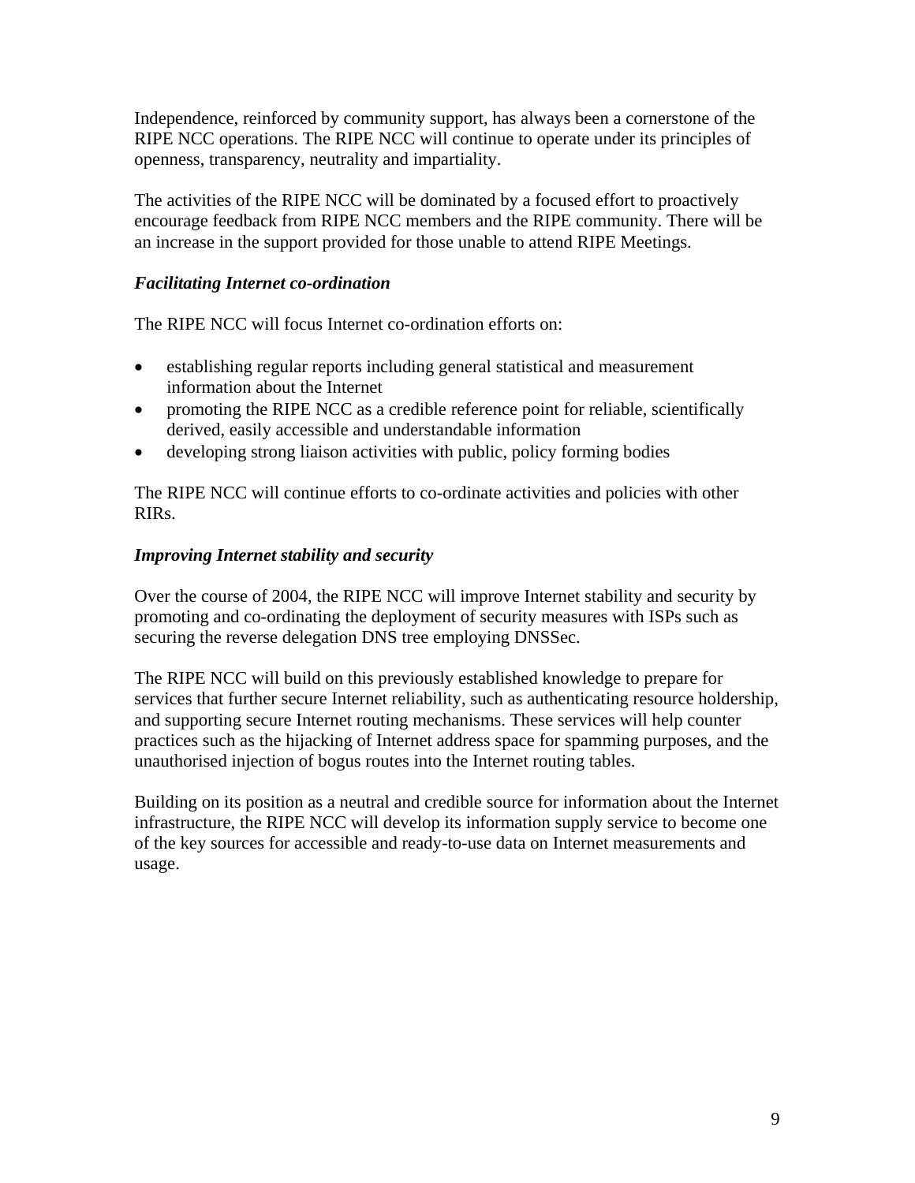Independence, reinforced by community support, has always been a cornerstone of the RIPE NCC operations. The RIPE NCC will continue to operate under its principles of openness, transparency, neutrality and impartiality.

The activities of the RIPE NCC will be dominated by a focused effort to proactively encourage feedback from RIPE NCC members and the RIPE community. There will be an increase in the support provided for those unable to attend RIPE Meetings.

***Facilitating Internet co-ordination***

The RIPE NCC will focus Internet co-ordination efforts on:

- establishing regular reports including general statistical and measurement information about the Internet
- promoting the RIPE NCC as a credible reference point for reliable, scientifically derived, easily accessible and understandable information
- developing strong liaison activities with public, policy forming bodies

The RIPE NCC will continue efforts to co-ordinate activities and policies with other RIRs.

***Improving Internet stability and security***

Over the course of 2004, the RIPE NCC will improve Internet stability and security by promoting and co-ordinating the deployment of security measures with ISPs such as securing the reverse delegation DNS tree employing DNSSec.

The RIPE NCC will build on this previously established knowledge to prepare for services that further secure Internet reliability, such as authenticating resource holdership, and supporting secure Internet routing mechanisms. These services will help counter practices such as the hijacking of Internet address space for spamming purposes, and the unauthorised injection of bogus routes into the Internet routing tables.

Building on its position as a neutral and credible source for information about the Internet infrastructure, the RIPE NCC will develop its information supply service to become one of the key sources for accessible and ready-to-use data on Internet measurements and usage.